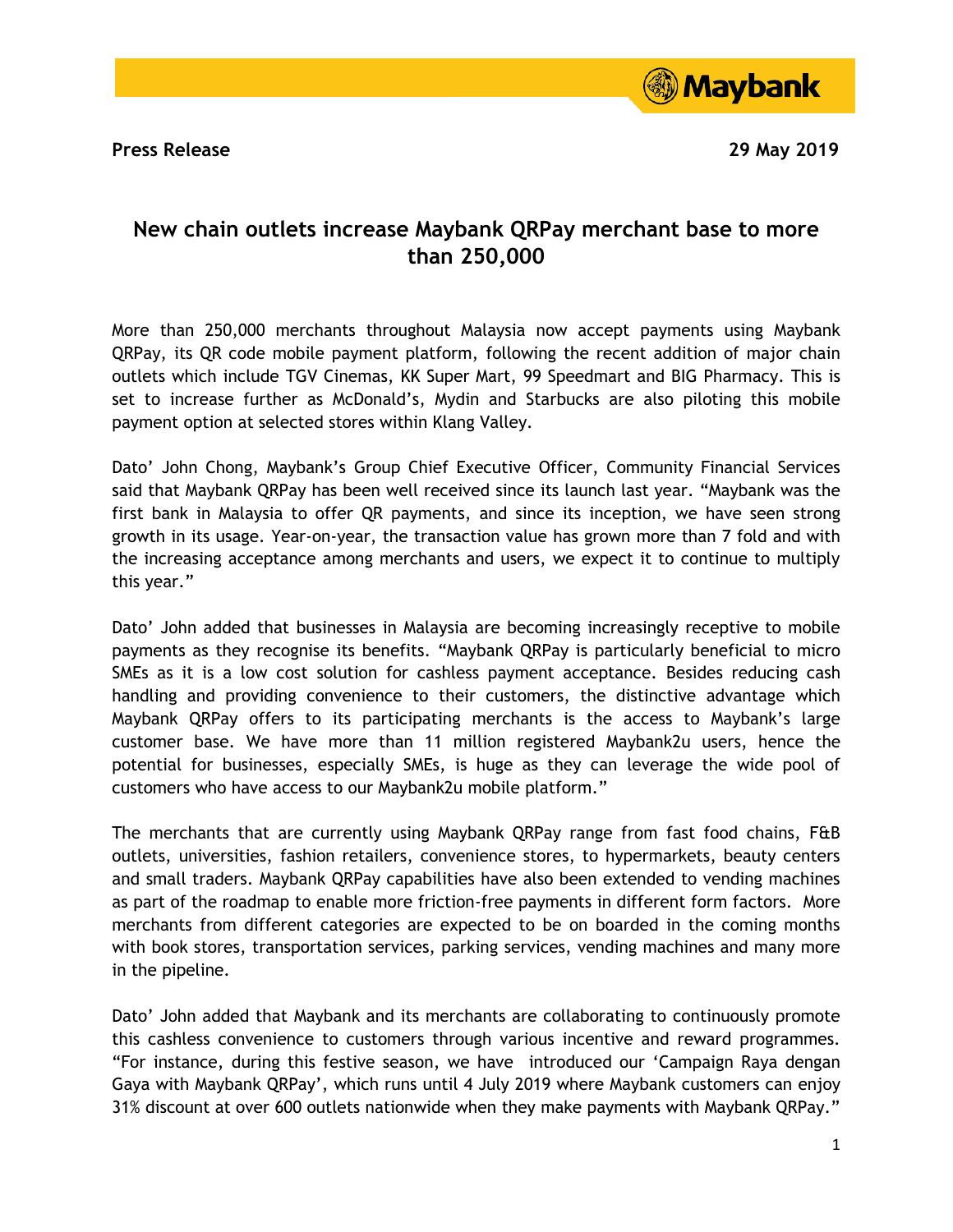**Press Release** **29 May 2019**

# New chain outlets increase Maybank QRPay merchant base to more than 250,000

More than 250,000 merchants throughout Malaysia now accept payments using Maybank QRPay, its QR code mobile payment platform, following the recent addition of major chain outlets which include TGV Cinemas, KK Super Mart, 99 Speedmart and BIG Pharmacy. This is set to increase further as McDonald's, Mydin and Starbucks are also piloting this mobile payment option at selected stores within Klang Valley.

Dato' John Chong, Maybank's Group Chief Executive Officer, Community Financial Services said that Maybank QRPay has been well received since its launch last year. "Maybank was the first bank in Malaysia to offer QR payments, and since its inception, we have seen strong growth in its usage. Year-on-year, the transaction value has grown more than 7 fold and with the increasing acceptance among merchants and users, we expect it to continue to multiply this year."

Dato' John added that businesses in Malaysia are becoming increasingly receptive to mobile payments as they recognise its benefits. "Maybank QRPay is particularly beneficial to micro SMEs as it is a low cost solution for cashless payment acceptance. Besides reducing cash handling and providing convenience to their customers, the distinctive advantage which Maybank QRPay offers to its participating merchants is the access to Maybank's large customer base. We have more than 11 million registered Maybank2u users, hence the potential for businesses, especially SMEs, is huge as they can leverage the wide pool of customers who have access to our Maybank2u mobile platform."

The merchants that are currently using Maybank QRPay range from fast food chains, F&B outlets, universities, fashion retailers, convenience stores, to hypermarkets, beauty centers and small traders. Maybank QRPay capabilities have also been extended to vending machines as part of the roadmap to enable more friction-free payments in different form factors. More merchants from different categories are expected to be on boarded in the coming months with book stores, transportation services, parking services, vending machines and many more in the pipeline.

Dato' John added that Maybank and its merchants are collaborating to continuously promote this cashless convenience to customers through various incentive and reward programmes. "For instance, during this festive season, we have introduced our 'Campaign Raya dengan Gaya with Maybank QRPay', which runs until 4 July 2019 where Maybank customers can enjoy 31% discount at over 600 outlets nationwide when they make payments with Maybank QRPay."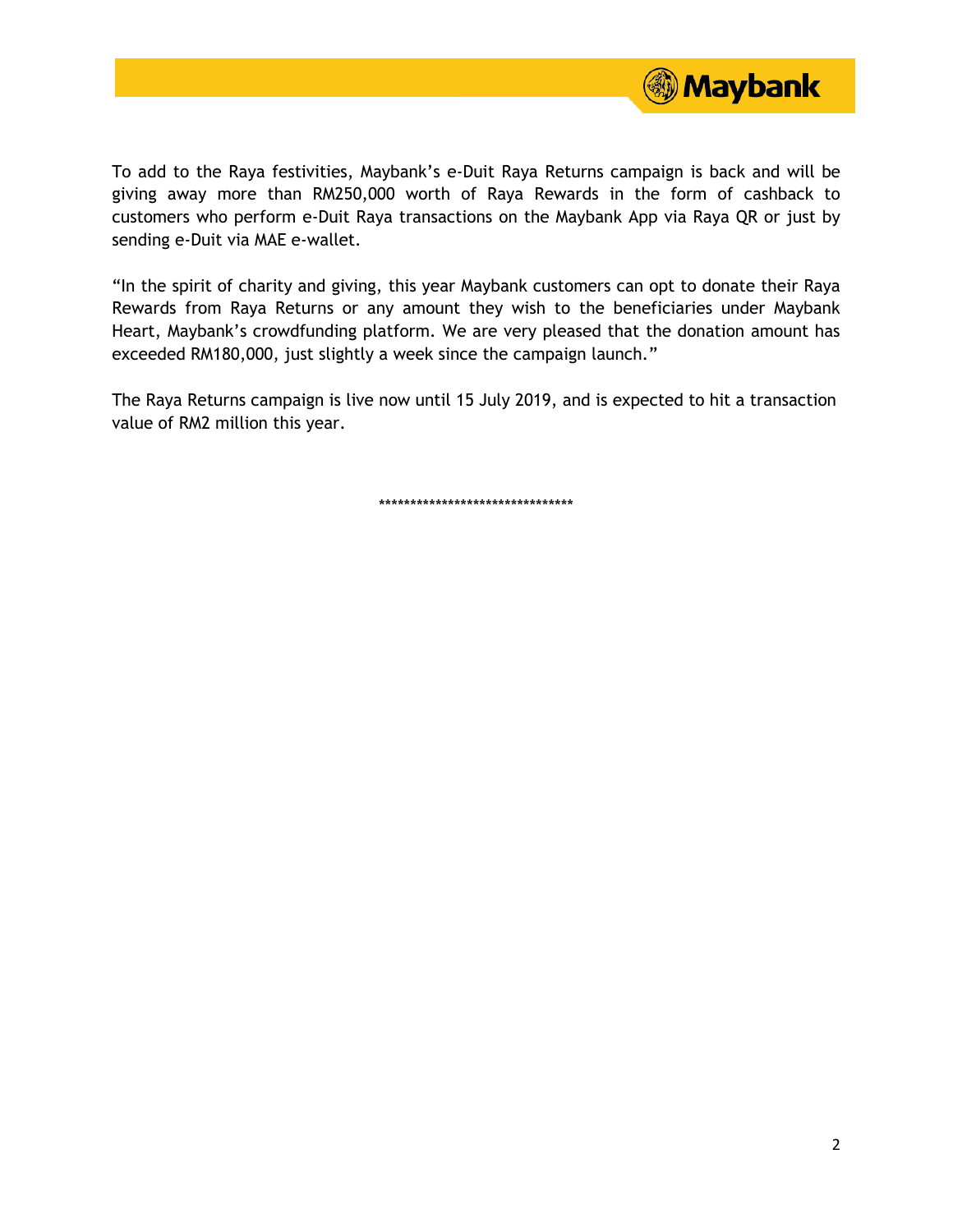To add to the Raya festivities, Maybank's e-Duit Raya Returns campaign is back and will be giving away more than RM250,000 worth of Raya Rewards in the form of cashback to customers who perform e-Duit Raya transactions on the Maybank App via Raya QR or just by sending e-Duit via MAE e-wallet.

"In the spirit of charity and giving, this year Maybank customers can opt to donate their Raya Rewards from Raya Returns or any amount they wish to the beneficiaries under Maybank Heart, Maybank's crowdfunding platform. We are very pleased that the donation amount has exceeded RM180,000, just slightly a week since the campaign launch."

The Raya Returns campaign is live now until 15 July 2019, and is expected to hit a transaction value of RM2 million this year.

*******************************